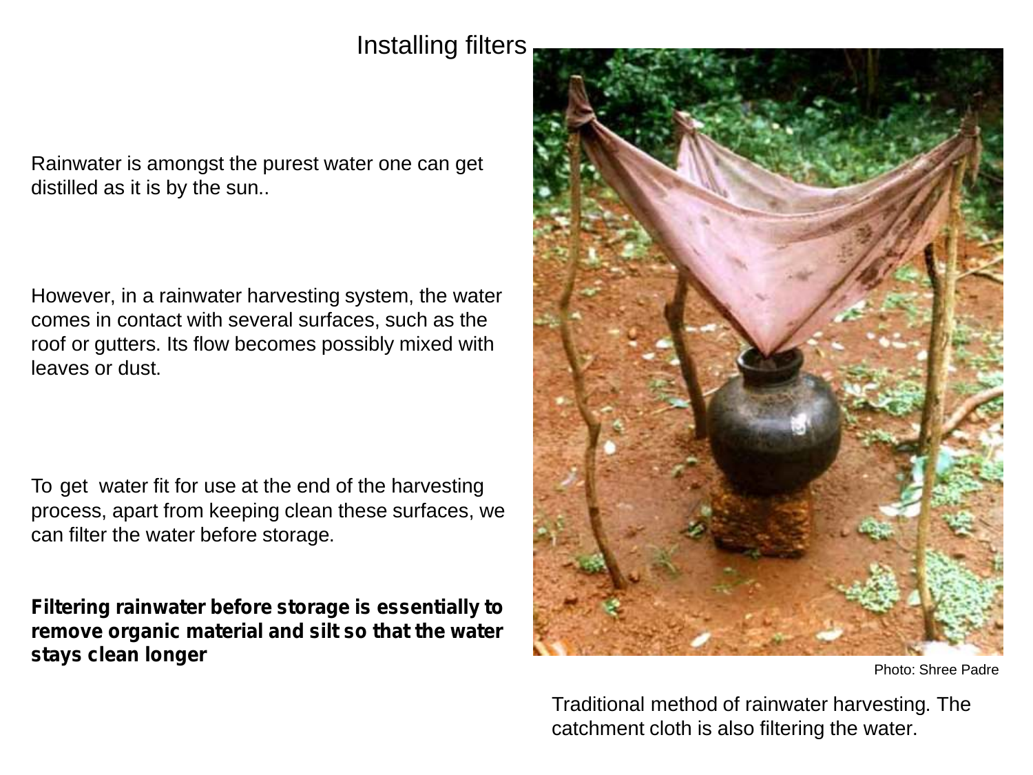# Installing filters

Rainwater is amongst the purest water one can get distilled as it is by the sun..

However, in a rainwater harvesting system, the water comes in contact with several surfaces, such as the roof or gutters. Its flow becomes possibly mixed with leaves or dust.

To get water fit for use at the end of the harvesting process, apart from keeping clean these surfaces, we can filter the water before storage.

**Filtering rainwater before storage is essentially to remove organic material and silt so that the water stays clean longer**

Photo: Shree Padre

Traditional method of rainwater harvesting. The catchment cloth is also filtering the water.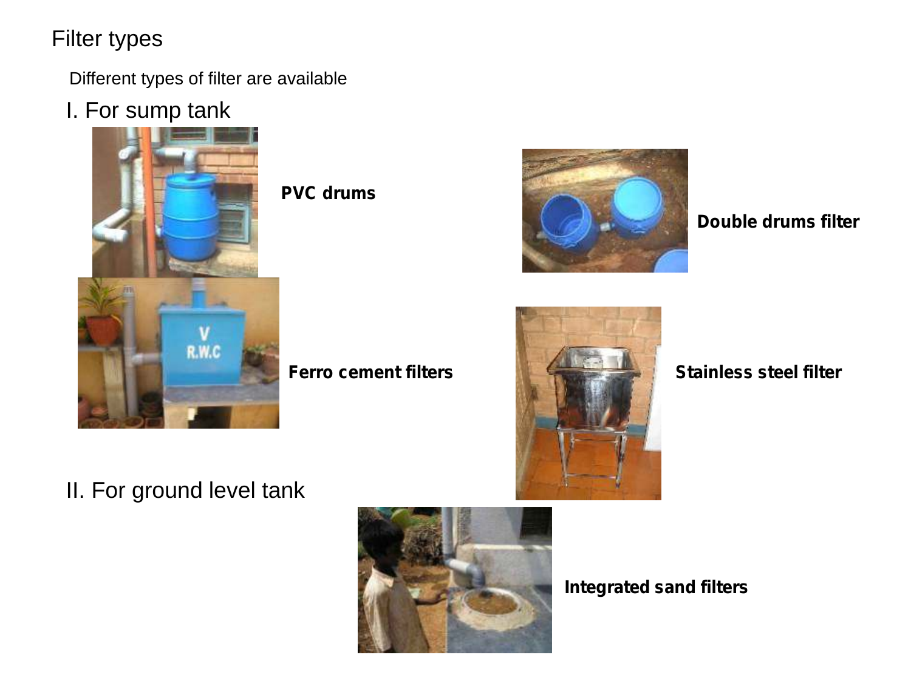# Filter types

Different types of filter are available

## I. For sump tank

**PVC drums**

**Double drums filter**

**Ferro cement filters**

**Stainless steel filter**

## II. For ground level tank

**Integrated sand filters**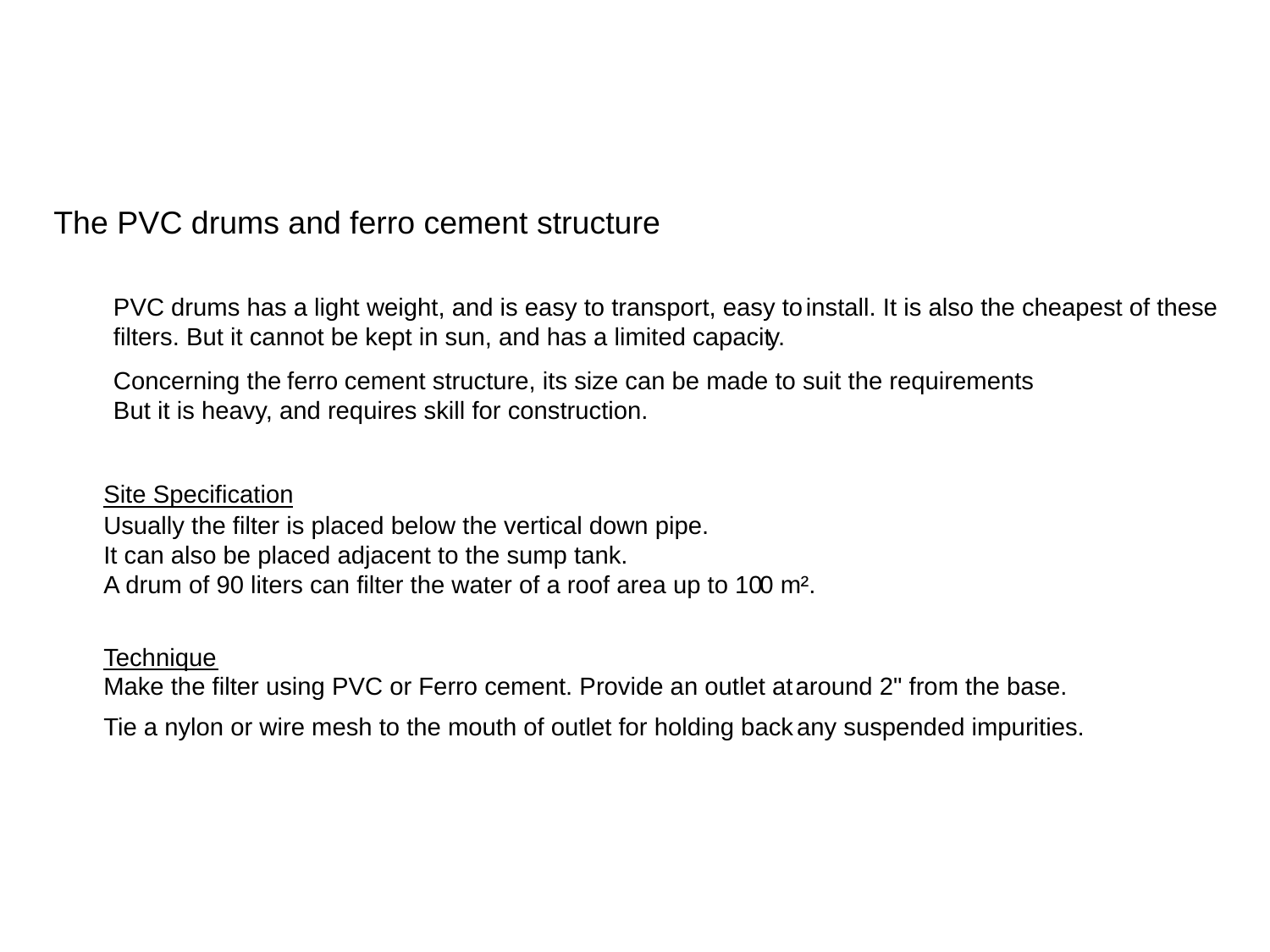## The PVC drums and ferro cement structure

PVC drums has a light weight, and is easy to transport, easy to install. It is also the cheapest of these filters. But it cannot be kept in sun, and has a limited capacity.

Concerning the ferro cement structure, its size can be made to suit the requirements
But it is heavy, and requires skill for construction.

### Site Specification

Usually the filter is placed below the vertical down pipe.
It can also be placed adjacent to the sump tank.
A drum of 90 liters can filter the water of a roof area up to 100 $m^2$.

### Technique

Make the filter using PVC or Ferro cement. Provide an outlet at around 2" from the base.

Tie a nylon or wire mesh to the mouth of outlet for holding back any suspended impurities.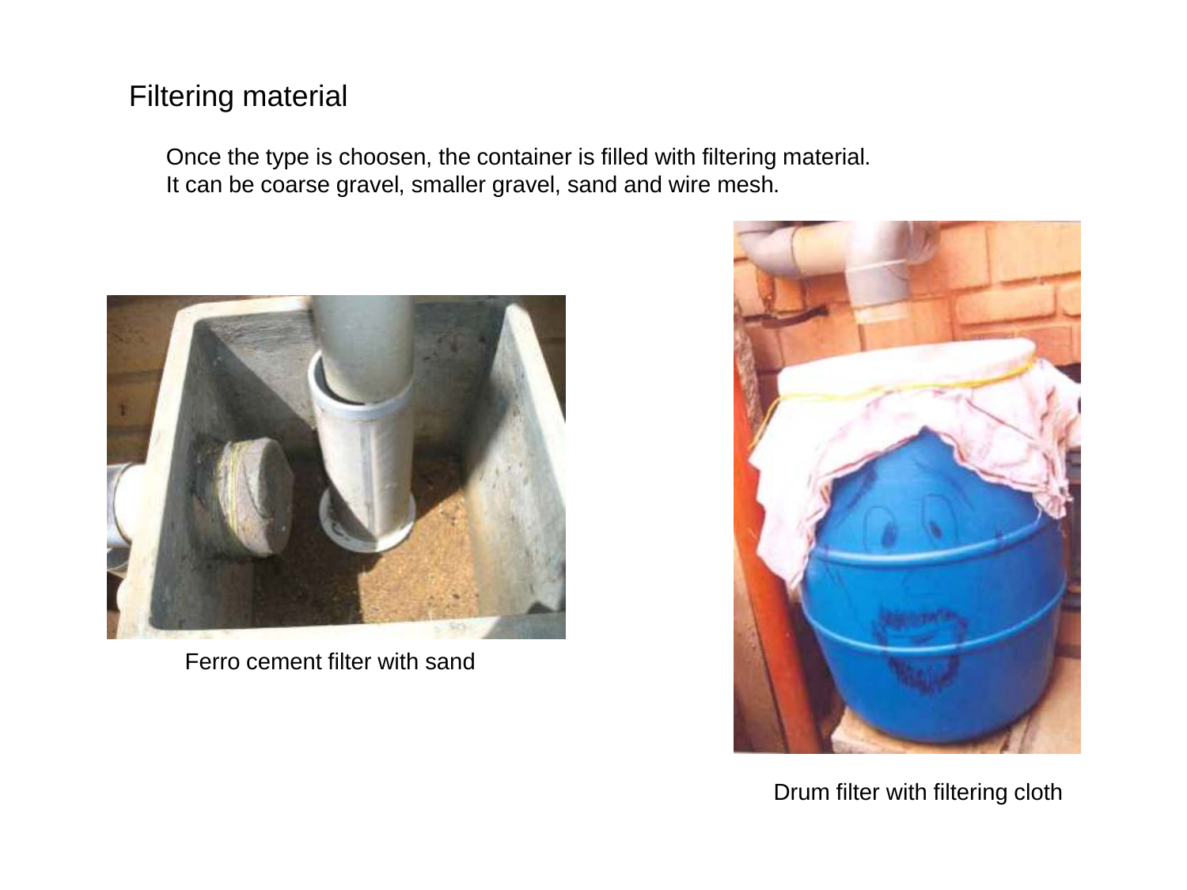## Filtering material

Once the type is choosen, the container is filled with filtering material.
It can be coarse gravel, smaller gravel, sand and wire mesh.

Ferro cement filter with sand

Drum filter with filtering cloth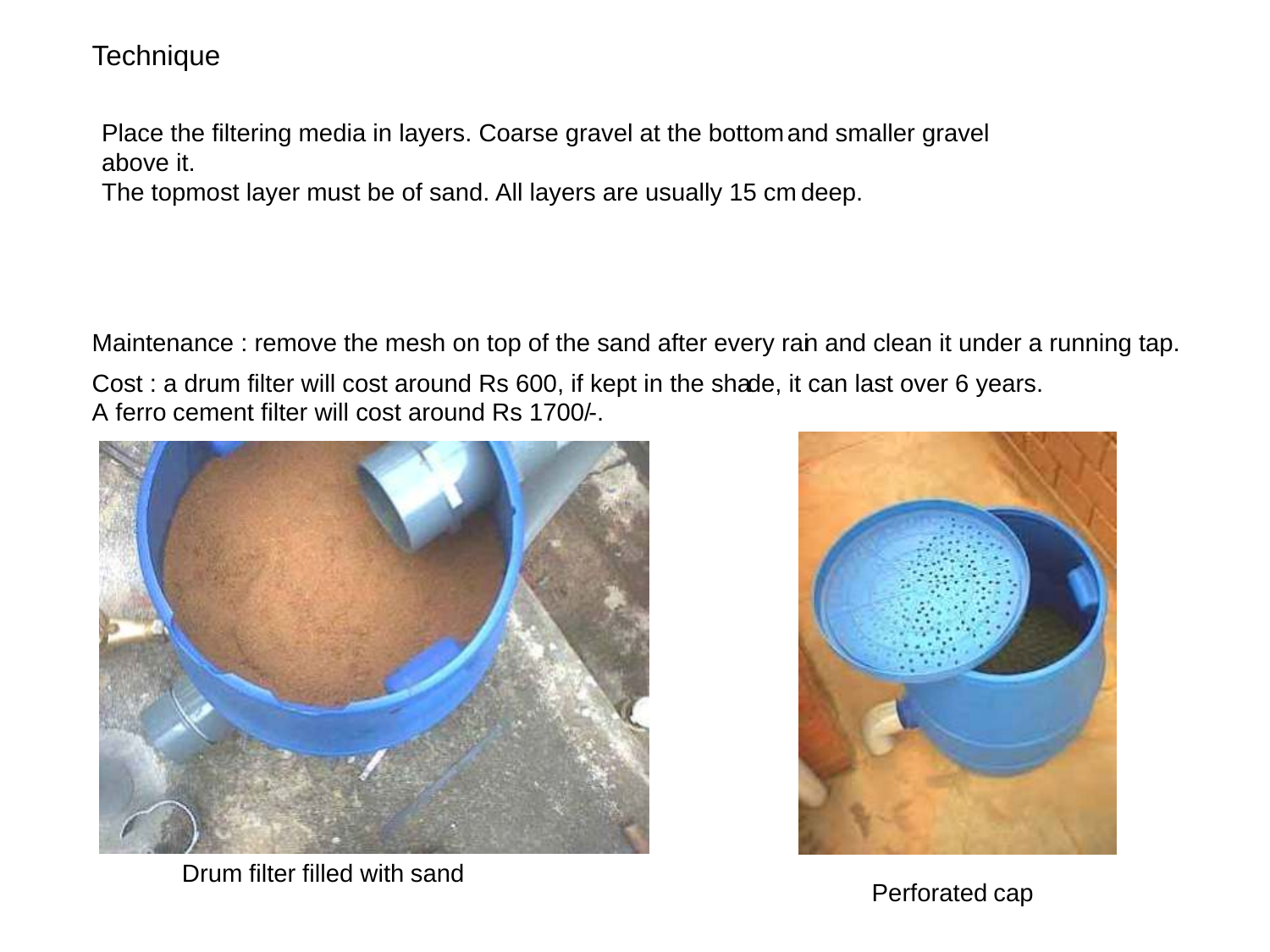Technique

Place the filtering media in layers. Coarse gravel at the bottom and smaller gravel above it.
The topmost layer must be of sand. All layers are usually 15 cm deep.

Maintenance : remove the mesh on top of the sand after every rain and clean it under a running tap.

Cost : a drum filter will cost around Rs 600, if kept in the shade, it can last over 6 years.
A ferro cement filter will cost around Rs 1700/-.

Drum filter filled with sand

Perforated cap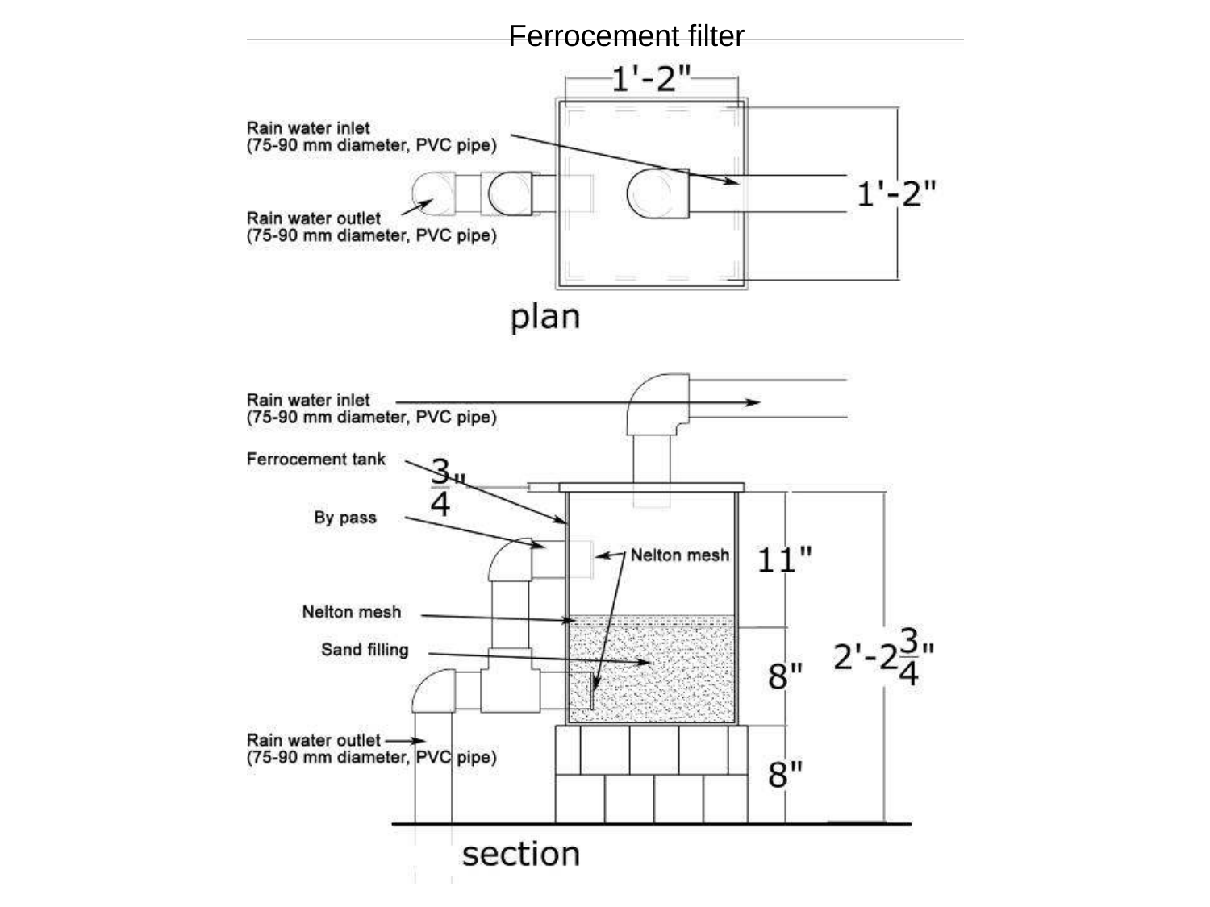# Ferrocement filter

1'-2"

1'-2"

Rain water inlet
(75-90 mm diameter, PVC pipe)

Rain water outlet
(75-90 mm diameter, PVC pipe)

plan

Rain water inlet
(75-90 mm diameter, PVC pipe)

Ferrocement tank

$\frac{3}{4}$"

By pass

Nelton mesh

Nelton mesh

Sand filling

11"

8"

8"

2'-2$\frac{3}{4}$"

Rain water outlet
(75-90 mm diameter, PVC pipe)

section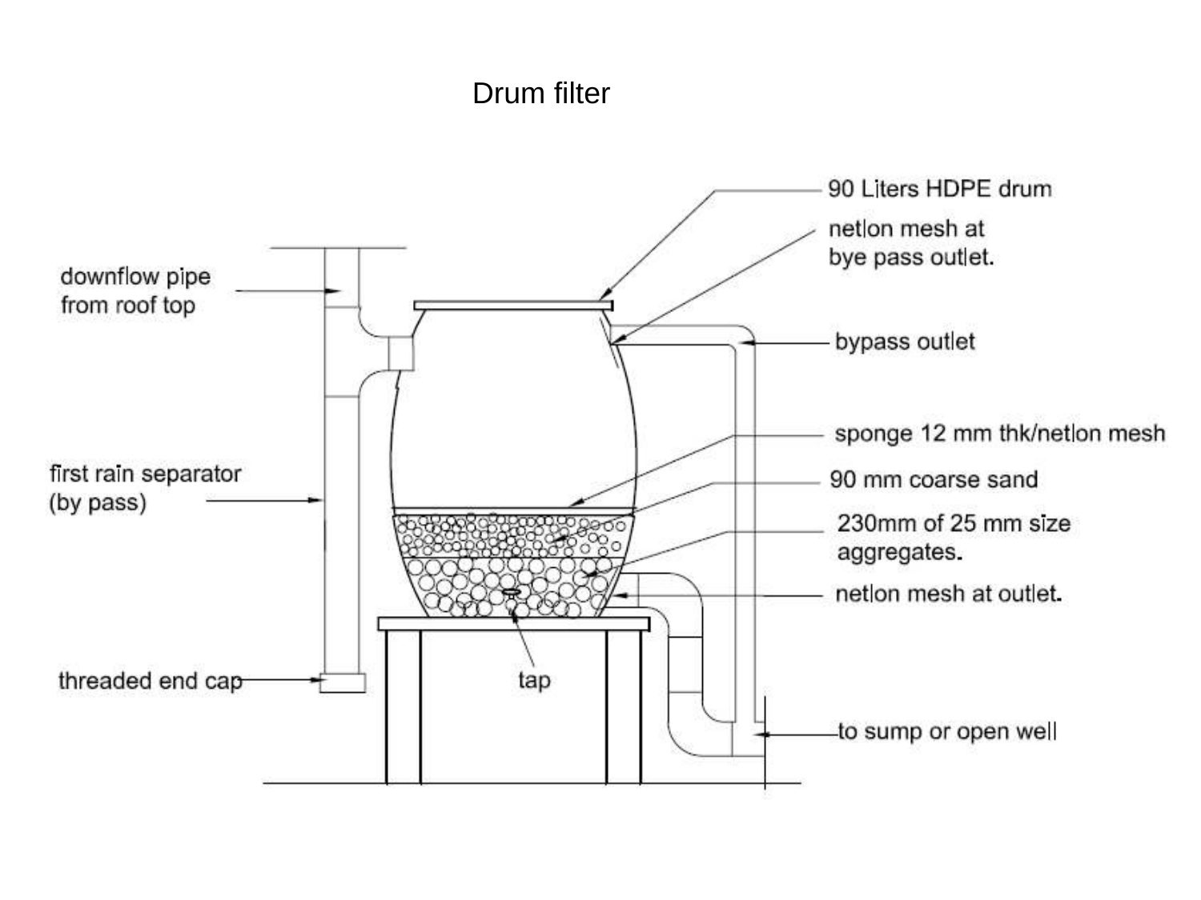# Drum filter

- 90 Liters HDPE drum
- netlon mesh at bye pass outlet.
- downflow pipe from roof top
- bypass outlet
- sponge 12 mm thk/netlon mesh
- 90 mm coarse sand
- first rain separator (by pass)
- 230mm of 25 mm size aggregates.
- netlon mesh at outlet.
- threaded end cap
- tap
- to sump or open well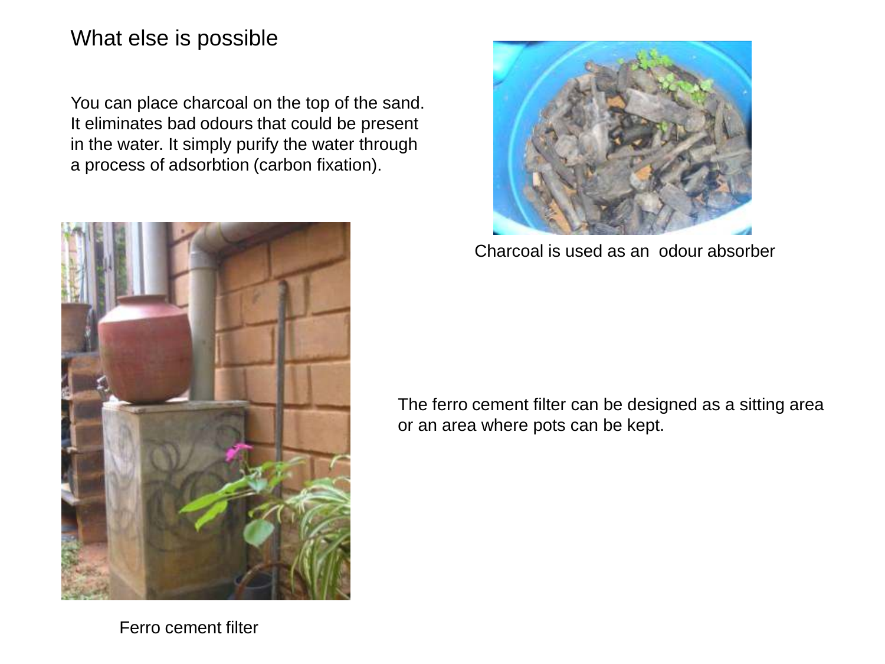# What else is possible

You can place charcoal on the top of the sand. It eliminates bad odours that could be present in the water. It simply purify the water through a process of adsorbtion (carbon fixation).

Charcoal is used as an odour absorber

The ferro cement filter can be designed as a sitting area or an area where pots can be kept.

Ferro cement filter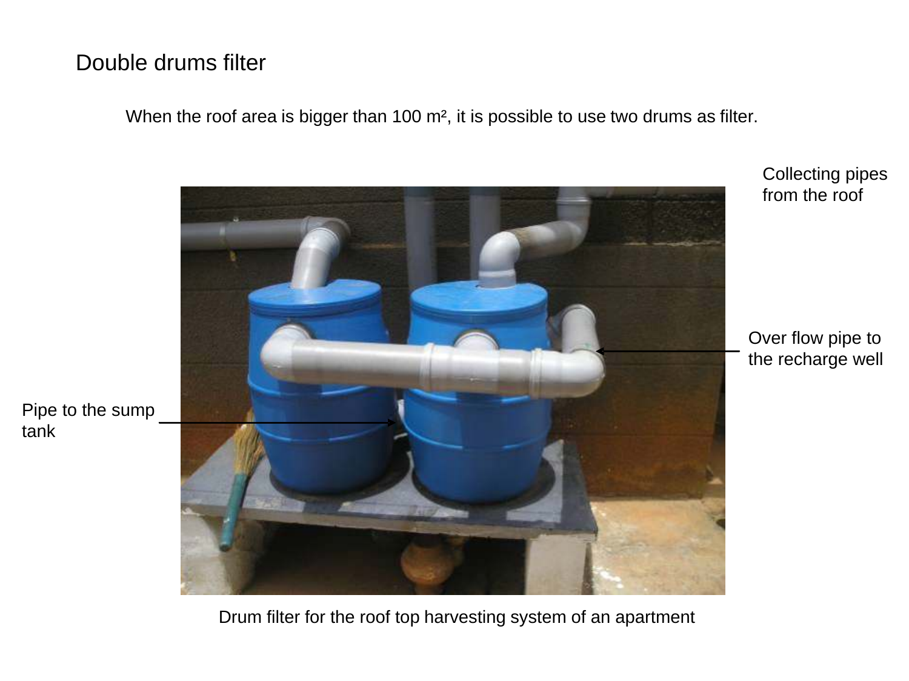# Double drums filter

When the roof area is bigger than 100 $m^2$, it is possible to use two drums as filter.

Collecting pipes from the roof

Over flow pipe to the recharge well

Pipe to the sump tank

Drum filter for the roof top harvesting system of an apartment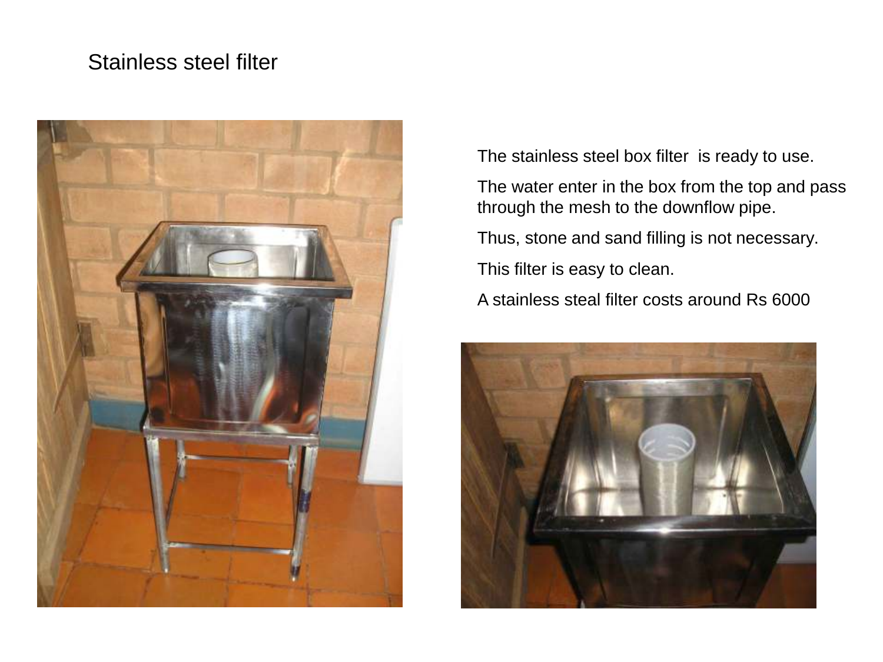# Stainless steel filter

The stainless steel box filter  is ready to use.

The water enter in the box from the top and pass through the mesh to the downflow pipe.

Thus, stone and sand filling is not necessary.

This filter is easy to clean.

A stainless steal filter costs around Rs 6000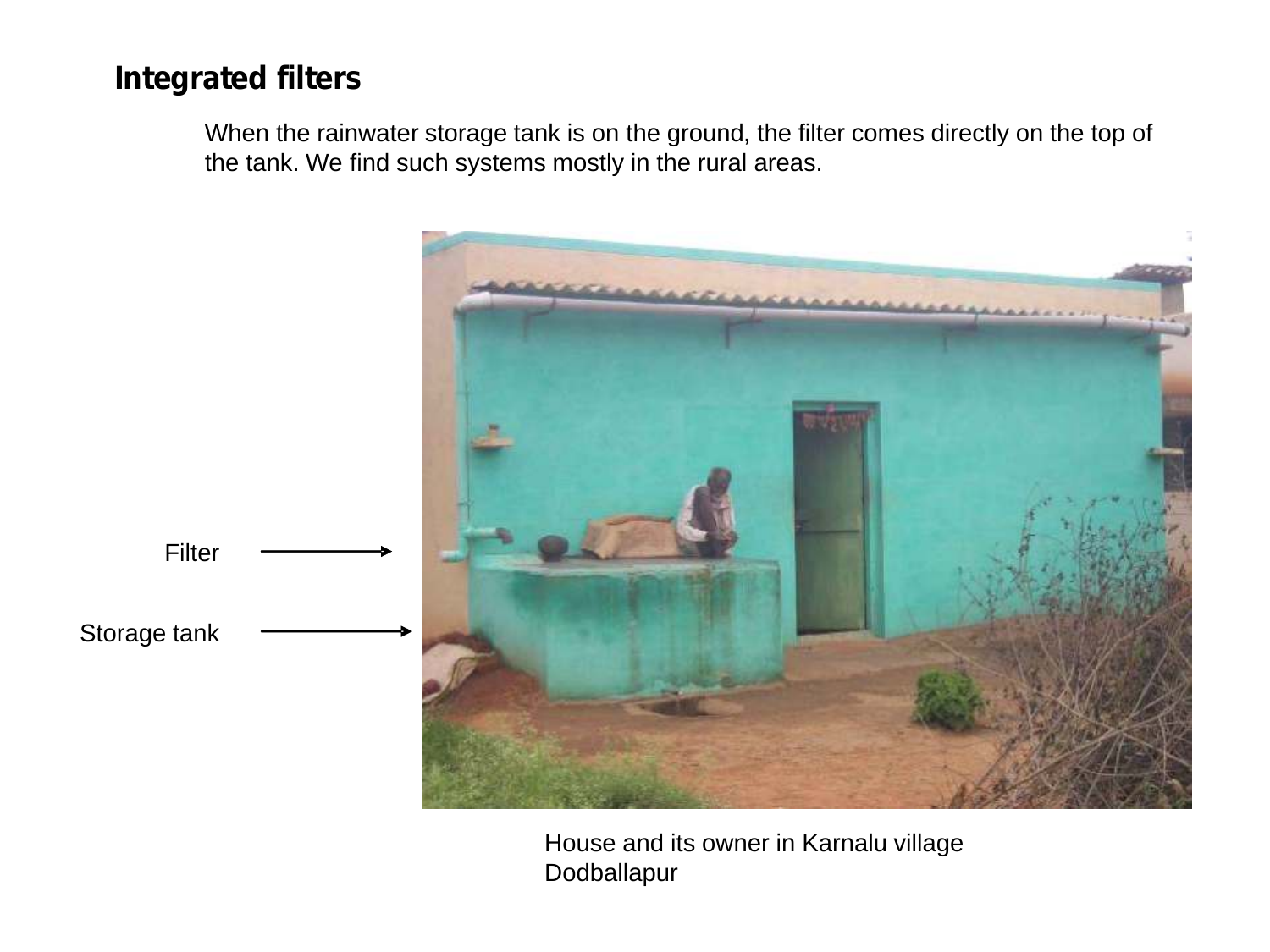## Integrated filters

When the rainwater storage tank is on the ground, the filter comes directly on the top of the tank. We find such systems mostly in the rural areas.

Filter

Storage tank

House and its owner in Karnalu village Dodballapur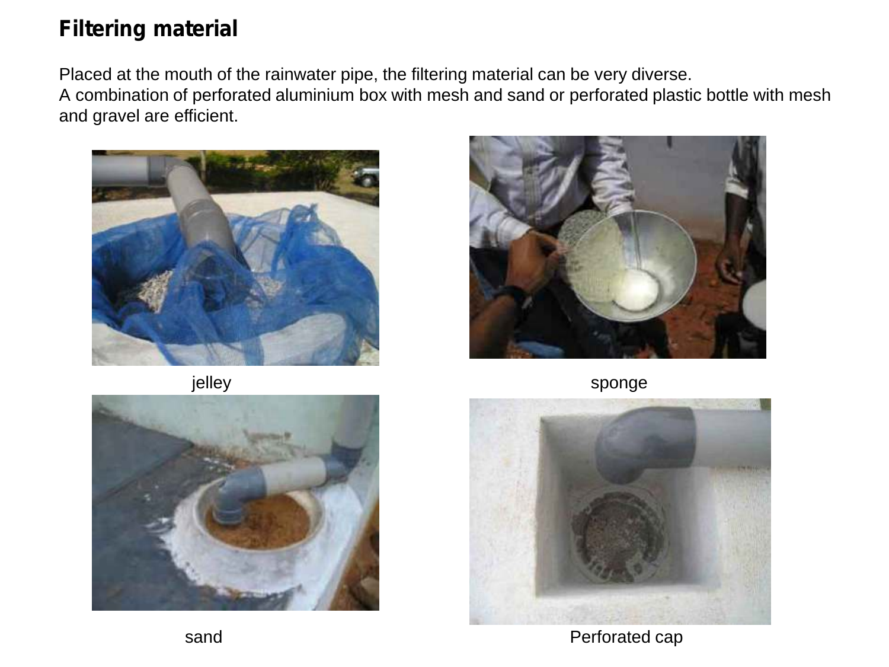## Filtering material

Placed at the mouth of the rainwater pipe, the filtering material can be very diverse.
A combination of perforated aluminium box with mesh and sand or perforated plastic bottle with mesh and gravel are efficient.

jelley

sponge

sand

Perforated cap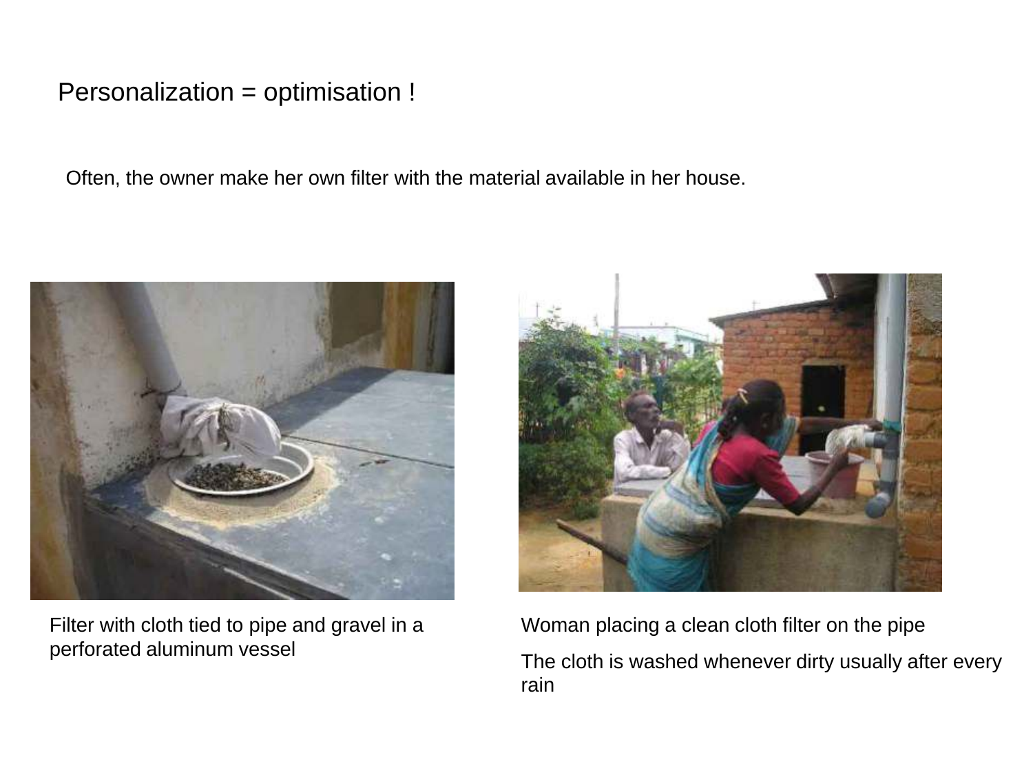# Personalization = optimisation !

Often, the owner make her own filter with the material available in her house.

Filter with cloth tied to pipe and gravel in a perforated aluminum vessel

Woman placing a clean cloth filter on the pipe

The cloth is washed whenever dirty usually after every rain